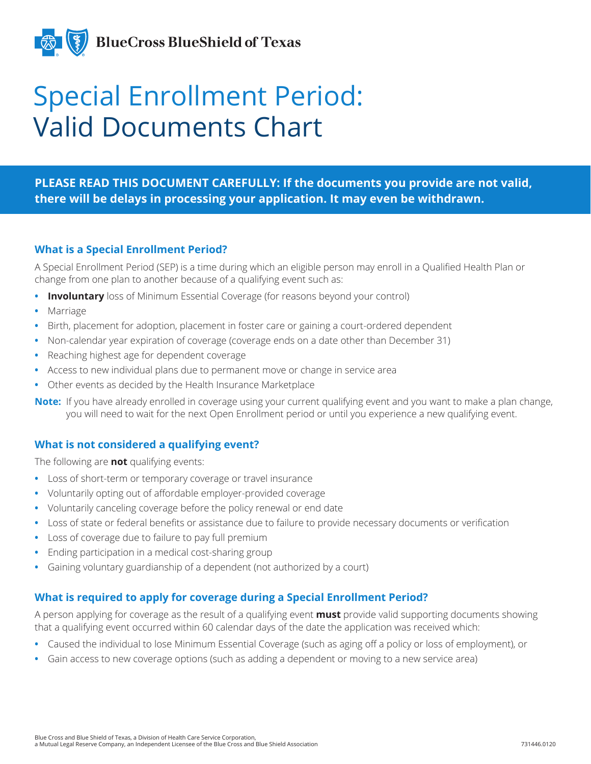BlueCross BlueShield of Texas

# Special Enrollment Period: Valid Documents Chart

**PLEASE READ THIS DOCUMENT CAREFULLY: If the documents you provide are not valid, there will be delays in processing your application. It may even be withdrawn.**

## What is a Special Enrollment Period?

A Special Enrollment Period (SEP) is a time during which an eligible person may enroll in a Qualified Health Plan or change from one plan to another because of a qualifying event such as:

- **Involuntary** loss of Minimum Essential Coverage (for reasons beyond your control)
- Marriage
- Birth, placement for adoption, placement in foster care or gaining a court-ordered dependent
- Non-calendar year expiration of coverage (coverage ends on a date other than December 31)
- Reaching highest age for dependent coverage
- Access to new individual plans due to permanent move or change in service area
- Other events as decided by the Health Insurance Marketplace

**Note:** If you have already enrolled in coverage using your current qualifying event and you want to make a plan change, you will need to wait for the next Open Enrollment period or until you experience a new qualifying event.

## What is not considered a qualifying event?

The following are **not** qualifying events:

- Loss of short-term or temporary coverage or travel insurance
- Voluntarily opting out of affordable employer-provided coverage
- Voluntarily canceling coverage before the policy renewal or end date
- Loss of state or federal benefits or assistance due to failure to provide necessary documents or verification
- Loss of coverage due to failure to pay full premium
- Ending participation in a medical cost-sharing group
- Gaining voluntary guardianship of a dependent (not authorized by a court)

## What is required to apply for coverage during a Special Enrollment Period?

A person applying for coverage as the result of a qualifying event **must** provide valid supporting documents showing that a qualifying event occurred within 60 calendar days of the date the application was received which:

- Caused the individual to lose Minimum Essential Coverage (such as aging off a policy or loss of employment), or
- Gain access to new coverage options (such as adding a dependent or moving to a new service area)

Blue Cross and Blue Shield of Texas, a Division of Health Care Service Corporation, a Mutual Legal Reserve Company, an Independent Licensee of the Blue Cross and Blue Shield Association

731446.0120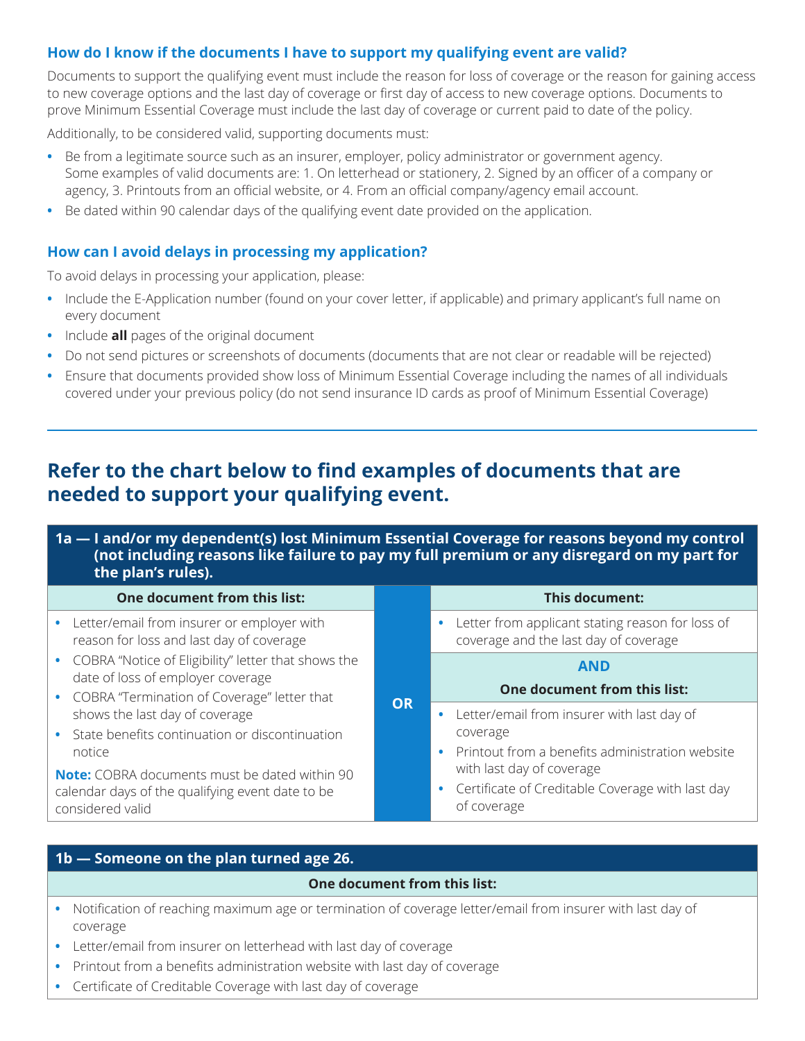### How do I know if the documents I have to support my qualifying event are valid?

Documents to support the qualifying event must include the reason for loss of coverage or the reason for gaining access to new coverage options and the last day of coverage or first day of access to new coverage options. Documents to prove Minimum Essential Coverage must include the last day of coverage or current paid to date of the policy.

Additionally, to be considered valid, supporting documents must:

- Be from a legitimate source such as an insurer, employer, policy administrator or government agency. Some examples of valid documents are: 1. On letterhead or stationery, 2. Signed by an officer of a company or agency, 3. Printouts from an official website, or 4. From an official company/agency email account.
- Be dated within 90 calendar days of the qualifying event date provided on the application.

### How can I avoid delays in processing my application?

To avoid delays in processing your application, please:

- Include the E-Application number (found on your cover letter, if applicable) and primary applicant's full name on every document
- Include **all** pages of the original document
- Do not send pictures or screenshots of documents (documents that are not clear or readable will be rejected)
- Ensure that documents provided show loss of Minimum Essential Coverage including the names of all individuals covered under your previous policy (do not send insurance ID cards as proof of Minimum Essential Coverage)

## Refer to the chart below to find examples of documents that are needed to support your qualifying event.

**1a — I and/or my dependent(s) lost Minimum Essential Coverage for reasons beyond my control (not including reasons like failure to pay my full premium or any disregard on my part for the plan's rules).**

| One document from this list: | | This document: |
|---|---|---|
| • Letter/email from insurer or employer with reason for loss and last day of coverage<br>• COBRA "Notice of Eligibility" letter that shows the date of loss of employer coverage<br>• COBRA "Termination of Coverage" letter that shows the last day of coverage<br>• State benefits continuation or discontinuation notice<br>**Note:** COBRA documents must be dated within 90 calendar days of the qualifying event date to be considered valid | **OR** | • Letter from applicant stating reason for loss of coverage and the last day of coverage<br>**AND**<br>**One document from this list:**<br>• Letter/email from insurer with last day of coverage<br>• Printout from a benefits administration website with last day of coverage<br>• Certificate of Creditable Coverage with last day of coverage |

**1b — Someone on the plan turned age 26.**

| One document from this list: |
|---|
| • Notification of reaching maximum age or termination of coverage letter/email from insurer with last day of coverage<br>• Letter/email from insurer on letterhead with last day of coverage<br>• Printout from a benefits administration website with last day of coverage<br>• Certificate of Creditable Coverage with last day of coverage |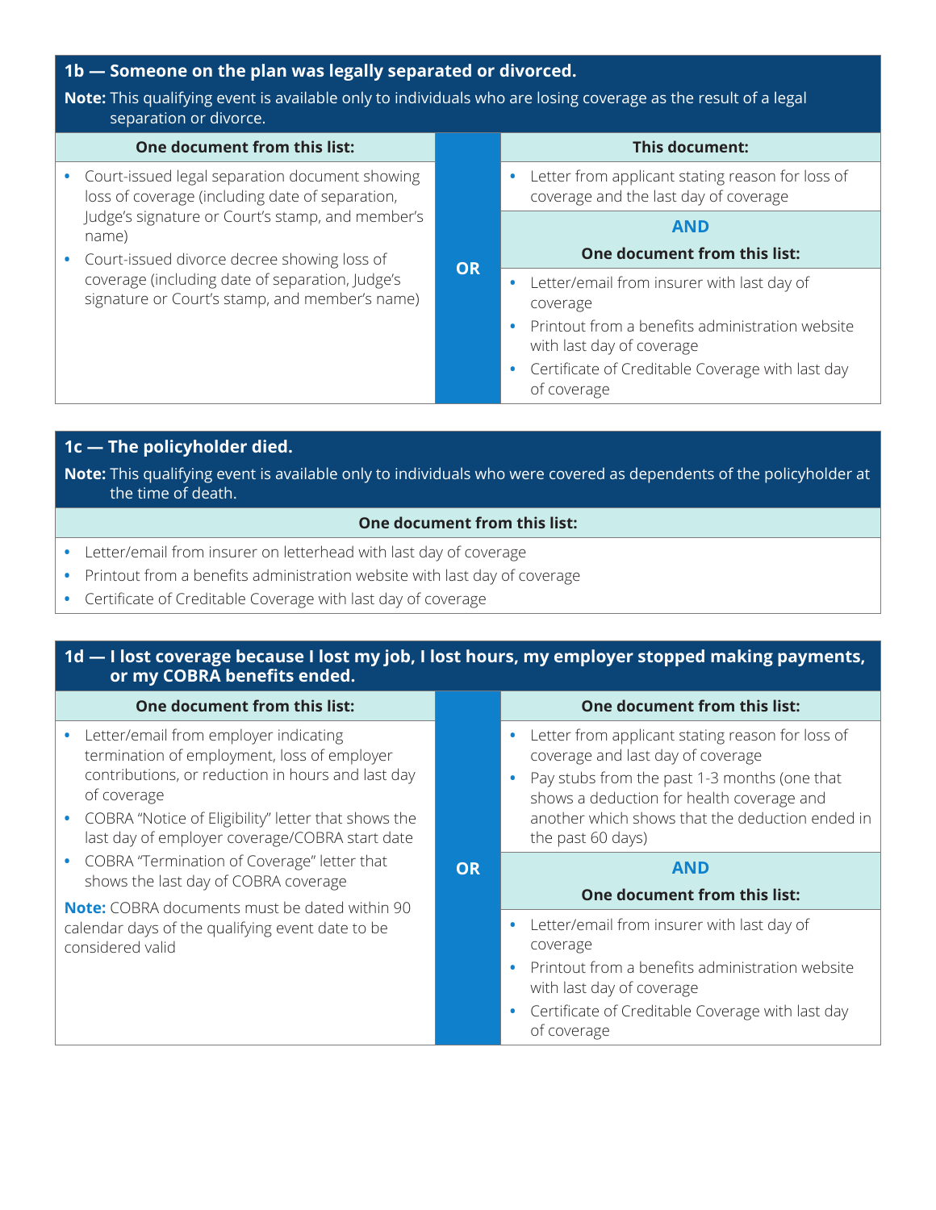## 1b — Someone on the plan was legally separated or divorced.

**Note:** This qualifying event is available only to individuals who are losing coverage as the result of a legal separation or divorce.

| One document from this list: | | This document: |
|---|---|---|
| • Court-issued legal separation document showing loss of coverage (including date of separation, Judge's signature or Court's stamp, and member's name)<br>• Court-issued divorce decree showing loss of coverage (including date of separation, Judge's signature or Court's stamp, and member's name) | **OR** | • Letter from applicant stating reason for loss of coverage and the last day of coverage<br><br>**AND**<br><br>**One document from this list:**<br>• Letter/email from insurer with last day of coverage<br>• Printout from a benefits administration website with last day of coverage<br>• Certificate of Creditable Coverage with last day of coverage |

## 1c — The policyholder died.

**Note:** This qualifying event is available only to individuals who were covered as dependents of the policyholder at the time of death.

**One document from this list:**

- Letter/email from insurer on letterhead with last day of coverage
- Printout from a benefits administration website with last day of coverage
- Certificate of Creditable Coverage with last day of coverage

## 1d — I lost coverage because I lost my job, I lost hours, my employer stopped making payments, or my COBRA benefits ended.

| One document from this list: | | One document from this list: |
|---|---|---|
| • Letter/email from employer indicating termination of employment, loss of employer contributions, or reduction in hours and last day of coverage<br>• COBRA "Notice of Eligibility" letter that shows the last day of employer coverage/COBRA start date<br>• COBRA "Termination of Coverage" letter that shows the last day of COBRA coverage<br><br>**Note:** COBRA documents must be dated within 90 calendar days of the qualifying event date to be considered valid | **OR** | • Letter from applicant stating reason for loss of coverage and last day of coverage<br>• Pay stubs from the past 1-3 months (one that shows a deduction for health coverage and another which shows that the deduction ended in the past 60 days)<br><br>**AND**<br><br>**One document from this list:**<br>• Letter/email from insurer with last day of coverage<br>• Printout from a benefits administration website with last day of coverage<br>• Certificate of Creditable Coverage with last day of coverage |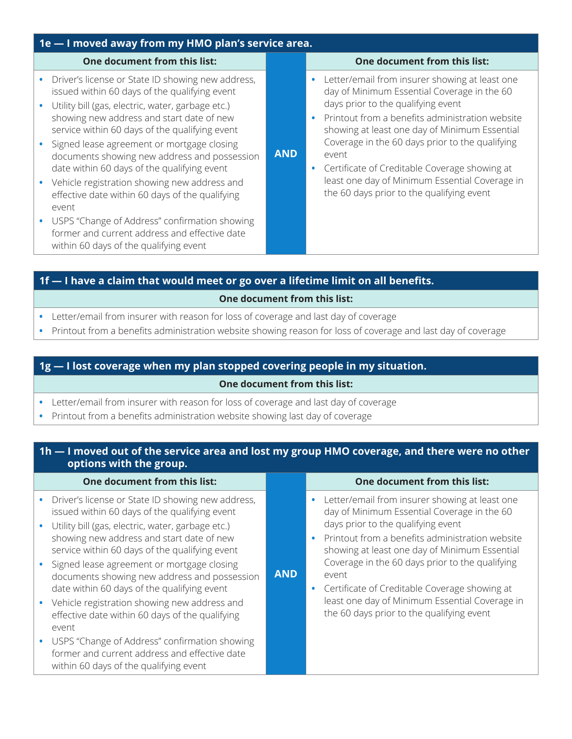## 1e — I moved away from my HMO plan's service area.

| One document from this list: | | One document from this list: |
|---|---|---|
| • Driver's license or State ID showing new address, issued within 60 days of the qualifying event<br>• Utility bill (gas, electric, water, garbage etc.) showing new address and start date of new service within 60 days of the qualifying event<br>• Signed lease agreement or mortgage closing documents showing new address and possession date within 60 days of the qualifying event<br>• Vehicle registration showing new address and effective date within 60 days of the qualifying event<br>• USPS "Change of Address" confirmation showing former and current address and effective date within 60 days of the qualifying event | **AND** | • Letter/email from insurer showing at least one day of Minimum Essential Coverage in the 60 days prior to the qualifying event<br>• Printout from a benefits administration website showing at least one day of Minimum Essential Coverage in the 60 days prior to the qualifying event<br>• Certificate of Creditable Coverage showing at least one day of Minimum Essential Coverage in the 60 days prior to the qualifying event |

## 1f — I have a claim that would meet or go over a lifetime limit on all benefits.

**One document from this list:**

- Letter/email from insurer with reason for loss of coverage and last day of coverage
- Printout from a benefits administration website showing reason for loss of coverage and last day of coverage

## 1g — I lost coverage when my plan stopped covering people in my situation.

**One document from this list:**

- Letter/email from insurer with reason for loss of coverage and last day of coverage
- Printout from a benefits administration website showing last day of coverage

## 1h — I moved out of the service area and lost my group HMO coverage, and there were no other options with the group.

| One document from this list: | | One document from this list: |
|---|---|---|
| • Driver's license or State ID showing new address, issued within 60 days of the qualifying event<br>• Utility bill (gas, electric, water, garbage etc.) showing new address and start date of new service within 60 days of the qualifying event<br>• Signed lease agreement or mortgage closing documents showing new address and possession date within 60 days of the qualifying event<br>• Vehicle registration showing new address and effective date within 60 days of the qualifying event<br>• USPS "Change of Address" confirmation showing former and current address and effective date within 60 days of the qualifying event | **AND** | • Letter/email from insurer showing at least one day of Minimum Essential Coverage in the 60 days prior to the qualifying event<br>• Printout from a benefits administration website showing at least one day of Minimum Essential Coverage in the 60 days prior to the qualifying event<br>• Certificate of Creditable Coverage showing at least one day of Minimum Essential Coverage in the 60 days prior to the qualifying event |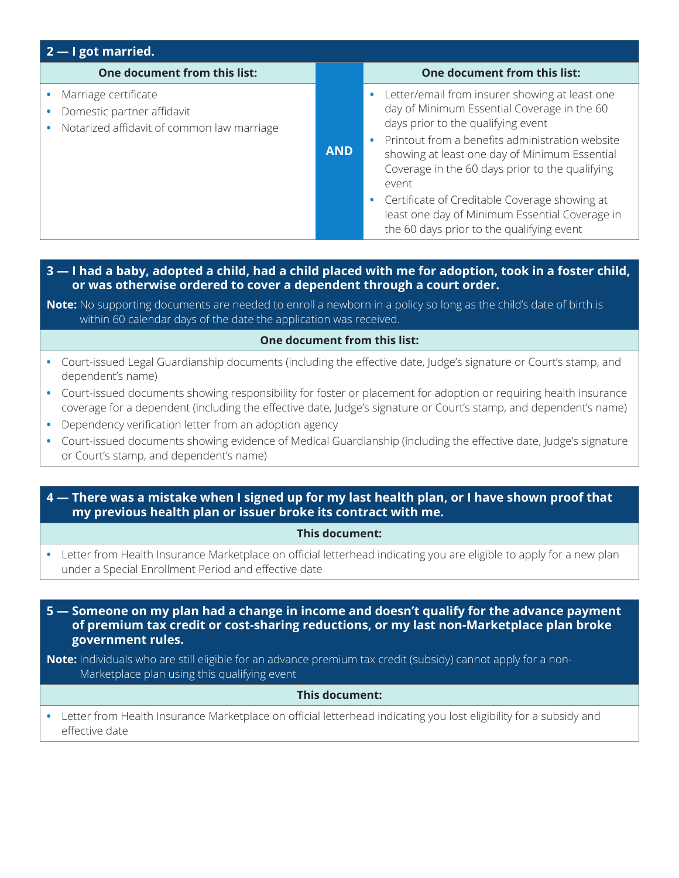## 2 — I got married.

| One document from this list: | | One document from this list: |
|---|---|---|
| • Marriage certificate<br>• Domestic partner affidavit<br>• Notarized affidavit of common law marriage | **AND** | • Letter/email from insurer showing at least one day of Minimum Essential Coverage in the 60 days prior to the qualifying event<br>• Printout from a benefits administration website showing at least one day of Minimum Essential Coverage in the 60 days prior to the qualifying event<br>• Certificate of Creditable Coverage showing at least one day of Minimum Essential Coverage in the 60 days prior to the qualifying event |

## 3 — I had a baby, adopted a child, had a child placed with me for adoption, took in a foster child, or was otherwise ordered to cover a dependent through a court order.

**Note:** No supporting documents are needed to enroll a newborn in a policy so long as the child's date of birth is within 60 calendar days of the date the application was received.

**One document from this list:**

- Court-issued Legal Guardianship documents (including the effective date, Judge's signature or Court's stamp, and dependent's name)
- Court-issued documents showing responsibility for foster or placement for adoption or requiring health insurance coverage for a dependent (including the effective date, Judge's signature or Court's stamp, and dependent's name)
- Dependency verification letter from an adoption agency
- Court-issued documents showing evidence of Medical Guardianship (including the effective date, Judge's signature or Court's stamp, and dependent's name)

## 4 — There was a mistake when I signed up for my last health plan, or I have shown proof that my previous health plan or issuer broke its contract with me.

**This document:**

- Letter from Health Insurance Marketplace on official letterhead indicating you are eligible to apply for a new plan under a Special Enrollment Period and effective date

## 5 — Someone on my plan had a change in income and doesn't qualify for the advance payment of premium tax credit or cost-sharing reductions, or my last non-Marketplace plan broke government rules.

**Note:** Individuals who are still eligible for an advance premium tax credit (subsidy) cannot apply for a non-Marketplace plan using this qualifying event

**This document:**

- Letter from Health Insurance Marketplace on official letterhead indicating you lost eligibility for a subsidy and effective date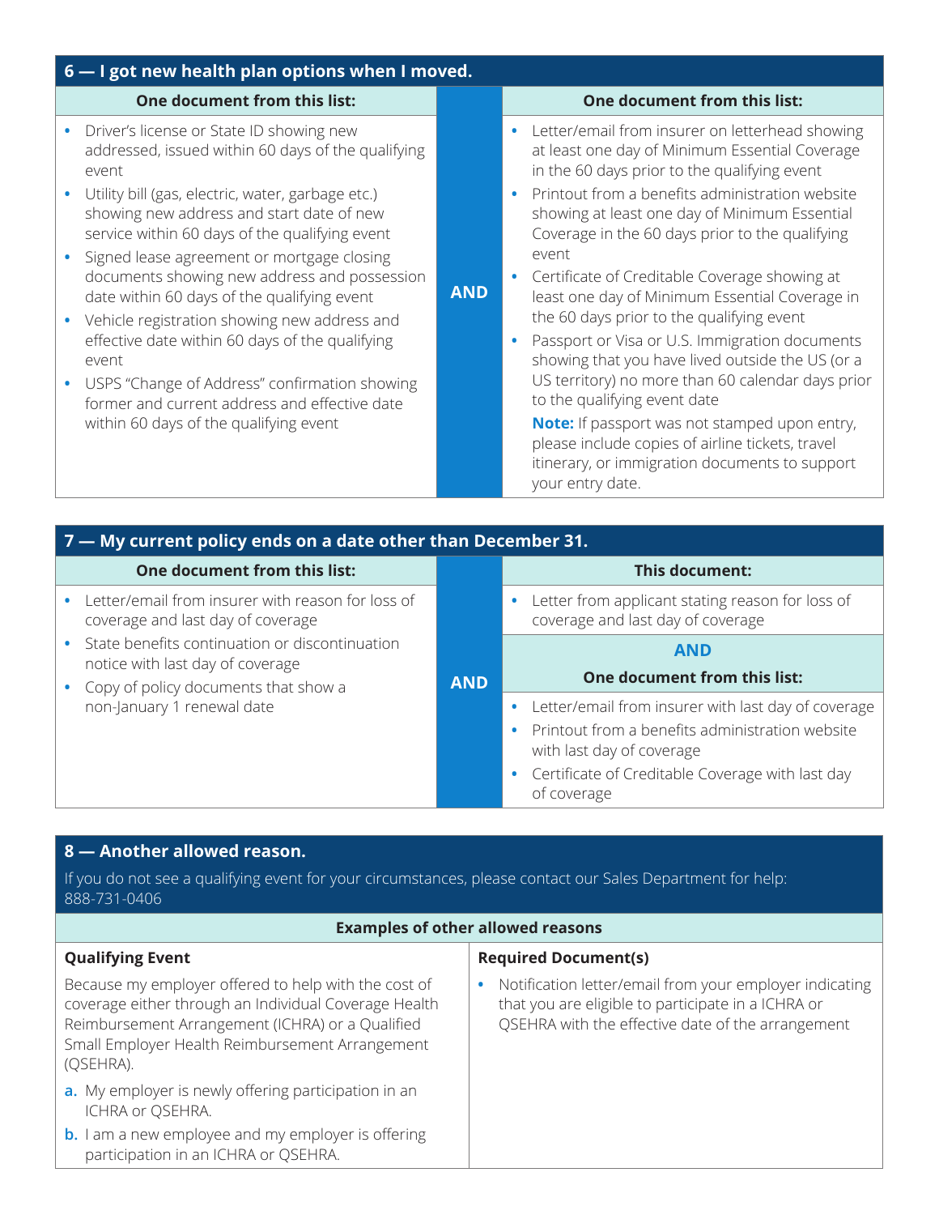## 6 — I got new health plan options when I moved.

| One document from this list: | | One document from this list: |
|---|---|---|
| • Driver's license or State ID showing new addressed, issued within 60 days of the qualifying event<br>• Utility bill (gas, electric, water, garbage etc.) showing new address and start date of new service within 60 days of the qualifying event<br>• Signed lease agreement or mortgage closing documents showing new address and possession date within 60 days of the qualifying event<br>• Vehicle registration showing new address and effective date within 60 days of the qualifying event<br>• USPS "Change of Address" confirmation showing former and current address and effective date within 60 days of the qualifying event | **AND** | • Letter/email from insurer on letterhead showing at least one day of Minimum Essential Coverage in the 60 days prior to the qualifying event<br>• Printout from a benefits administration website showing at least one day of Minimum Essential Coverage in the 60 days prior to the qualifying event<br>• Certificate of Creditable Coverage showing at least one day of Minimum Essential Coverage in the 60 days prior to the qualifying event<br>• Passport or Visa or U.S. Immigration documents showing that you have lived outside the US (or a US territory) no more than 60 calendar days prior to the qualifying event date<br>**Note:** If passport was not stamped upon entry, please include copies of airline tickets, travel itinerary, or immigration documents to support your entry date. |

## 7 — My current policy ends on a date other than December 31.

| One document from this list: | | This document: |
|---|---|---|
| • Letter/email from insurer with reason for loss of coverage and last day of coverage<br>• State benefits continuation or discontinuation notice with last day of coverage<br>• Copy of policy documents that show a non-January 1 renewal date | **AND** | • Letter from applicant stating reason for loss of coverage and last day of coverage<br>**AND**<br>**One document from this list:**<br>• Letter/email from insurer with last day of coverage<br>• Printout from a benefits administration website with last day of coverage<br>• Certificate of Creditable Coverage with last day of coverage |

## 8 — Another allowed reason.

If you do not see a qualifying event for your circumstances, please contact our Sales Department for help: 888-731-0406

**Examples of other allowed reasons**

| Qualifying Event | Required Document(s) |
|---|---|
| Because my employer offered to help with the cost of coverage either through an Individual Coverage Health Reimbursement Arrangement (ICHRA) or a Qualified Small Employer Health Reimbursement Arrangement (QSEHRA).<br>a. My employer is newly offering participation in an ICHRA or QSEHRA.<br>b. I am a new employee and my employer is offering participation in an ICHRA or QSEHRA. | • Notification letter/email from your employer indicating that you are eligible to participate in a ICHRA or QSEHRA with the effective date of the arrangement |